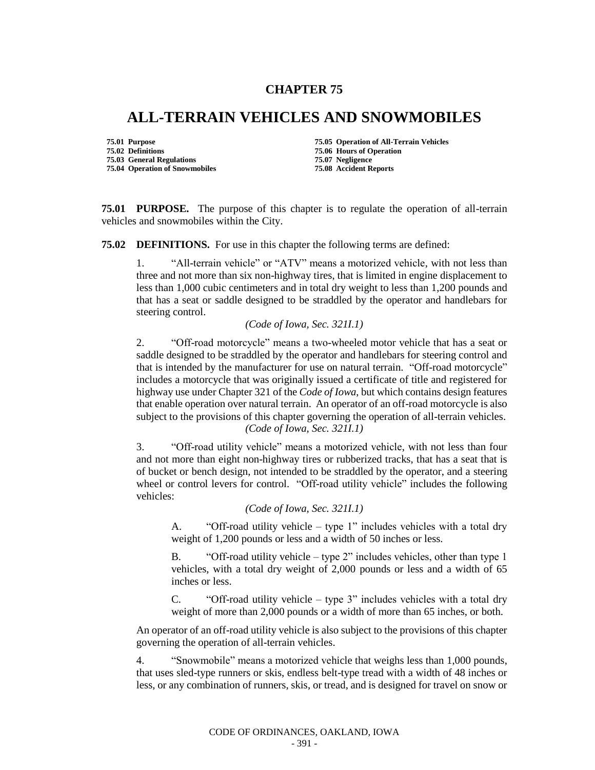# CHAPTER 75

# ALL-TERRAIN VEHICLES AND SNOWMOBILES

**75.01 Purpose**
**75.02 Definitions**
**75.03 General Regulations**
**75.04 Operation of Snowmobiles**
**75.05 Operation of All-Terrain Vehicles**
**75.06 Hours of Operation**
**75.07 Negligence**
**75.08 Accident Reports**

**75.01 PURPOSE.** The purpose of this chapter is to regulate the operation of all-terrain vehicles and snowmobiles within the City.

**75.02 DEFINITIONS.** For use in this chapter the following terms are defined:

1. "All-terrain vehicle" or "ATV" means a motorized vehicle, with not less than three and not more than six non-highway tires, that is limited in engine displacement to less than 1,000 cubic centimeters and in total dry weight to less than 1,200 pounds and that has a seat or saddle designed to be straddled by the operator and handlebars for steering control.

*(Code of Iowa, Sec. 321I.1)*

2. "Off-road motorcycle" means a two-wheeled motor vehicle that has a seat or saddle designed to be straddled by the operator and handlebars for steering control and that is intended by the manufacturer for use on natural terrain. "Off-road motorcycle" includes a motorcycle that was originally issued a certificate of title and registered for highway use under Chapter 321 of the *Code of Iowa*, but which contains design features that enable operation over natural terrain. An operator of an off-road motorcycle is also subject to the provisions of this chapter governing the operation of all-terrain vehicles.

*(Code of Iowa, Sec. 321I.1)*

3. "Off-road utility vehicle" means a motorized vehicle, with not less than four and not more than eight non-highway tires or rubberized tracks, that has a seat that is of bucket or bench design, not intended to be straddled by the operator, and a steering wheel or control levers for control. "Off-road utility vehicle" includes the following vehicles:

*(Code of Iowa, Sec. 321I.1)*

A. "Off-road utility vehicle – type 1" includes vehicles with a total dry weight of 1,200 pounds or less and a width of 50 inches or less.

B. "Off-road utility vehicle – type 2" includes vehicles, other than type 1 vehicles, with a total dry weight of 2,000 pounds or less and a width of 65 inches or less.

C. "Off-road utility vehicle – type 3" includes vehicles with a total dry weight of more than 2,000 pounds or a width of more than 65 inches, or both.

An operator of an off-road utility vehicle is also subject to the provisions of this chapter governing the operation of all-terrain vehicles.

4. "Snowmobile" means a motorized vehicle that weighs less than 1,000 pounds, that uses sled-type runners or skis, endless belt-type tread with a width of 48 inches or less, or any combination of runners, skis, or tread, and is designed for travel on snow or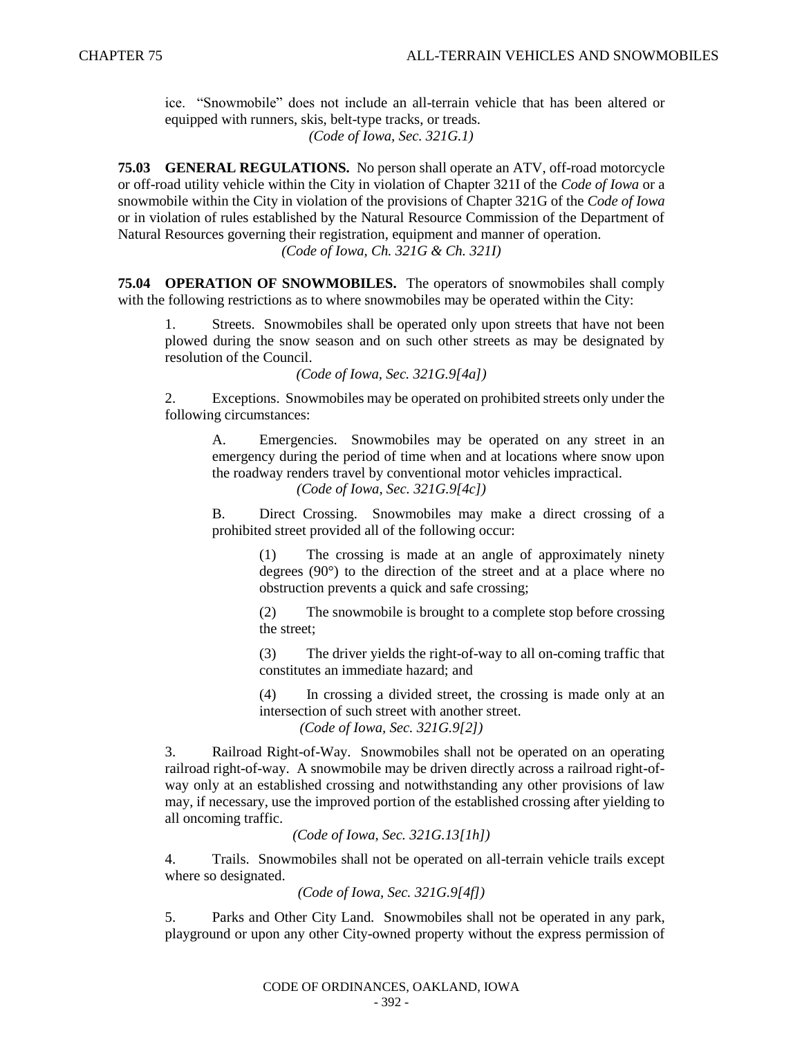ice. "Snowmobile" does not include an all-terrain vehicle that has been altered or equipped with runners, skis, belt-type tracks, or treads.

*(Code of Iowa, Sec. 321G.1)*

**75.03 GENERAL REGULATIONS.** No person shall operate an ATV, off-road motorcycle or off-road utility vehicle within the City in violation of Chapter 321I of the *Code of Iowa* or a snowmobile within the City in violation of the provisions of Chapter 321G of the *Code of Iowa* or in violation of rules established by the Natural Resource Commission of the Department of Natural Resources governing their registration, equipment and manner of operation.

*(Code of Iowa, Ch. 321G & Ch. 321I)*

**75.04 OPERATION OF SNOWMOBILES.** The operators of snowmobiles shall comply with the following restrictions as to where snowmobiles may be operated within the City:

1. Streets. Snowmobiles shall be operated only upon streets that have not been plowed during the snow season and on such other streets as may be designated by resolution of the Council.

   *(Code of Iowa, Sec. 321G.9[4a])*

2. Exceptions. Snowmobiles may be operated on prohibited streets only under the following circumstances:

   A. Emergencies. Snowmobiles may be operated on any street in an emergency during the period of time when and at locations where snow upon the roadway renders travel by conventional motor vehicles impractical.

   *(Code of Iowa, Sec. 321G.9[4c])*

   B. Direct Crossing. Snowmobiles may make a direct crossing of a prohibited street provided all of the following occur:

   (1) The crossing is made at an angle of approximately ninety degrees (90°) to the direction of the street and at a place where no obstruction prevents a quick and safe crossing;

   (2) The snowmobile is brought to a complete stop before crossing the street;

   (3) The driver yields the right-of-way to all on-coming traffic that constitutes an immediate hazard; and

   (4) In crossing a divided street, the crossing is made only at an intersection of such street with another street.

   *(Code of Iowa, Sec. 321G.9[2])*

3. Railroad Right-of-Way. Snowmobiles shall not be operated on an operating railroad right-of-way. A snowmobile may be driven directly across a railroad right-of-way only at an established crossing and notwithstanding any other provisions of law may, if necessary, use the improved portion of the established crossing after yielding to all oncoming traffic.

   *(Code of Iowa, Sec. 321G.13[1h])*

4. Trails. Snowmobiles shall not be operated on all-terrain vehicle trails except where so designated.

   *(Code of Iowa, Sec. 321G.9[4f])*

5. Parks and Other City Land. Snowmobiles shall not be operated in any park, playground or upon any other City-owned property without the express permission of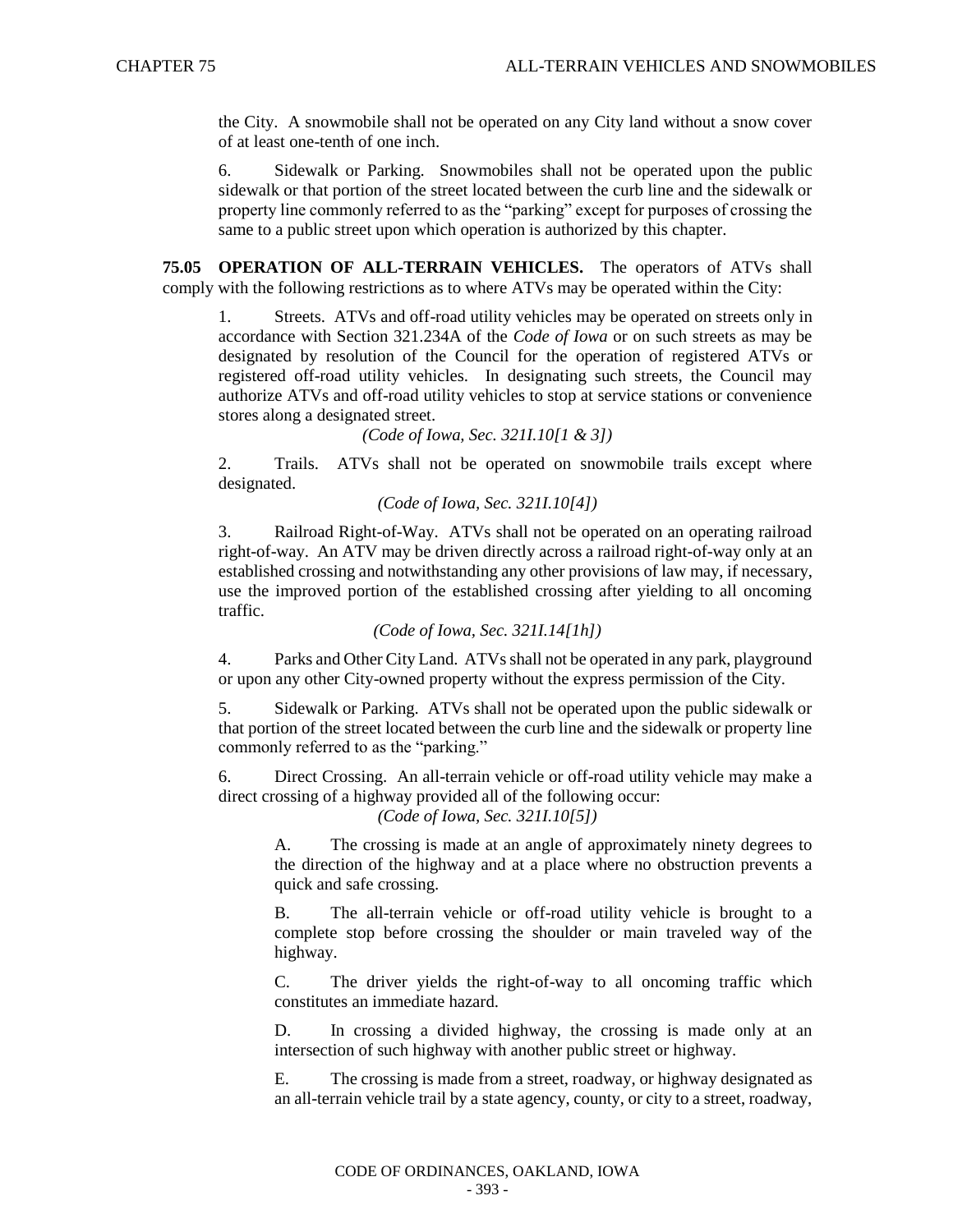the City. A snowmobile shall not be operated on any City land without a snow cover of at least one-tenth of one inch.

6. Sidewalk or Parking. Snowmobiles shall not be operated upon the public sidewalk or that portion of the street located between the curb line and the sidewalk or property line commonly referred to as the "parking" except for purposes of crossing the same to a public street upon which operation is authorized by this chapter.

**75.05 OPERATION OF ALL-TERRAIN VEHICLES.** The operators of ATVs shall comply with the following restrictions as to where ATVs may be operated within the City:

1. Streets. ATVs and off-road utility vehicles may be operated on streets only in accordance with Section 321.234A of the *Code of Iowa* or on such streets as may be designated by resolution of the Council for the operation of registered ATVs or registered off-road utility vehicles. In designating such streets, the Council may authorize ATVs and off-road utility vehicles to stop at service stations or convenience stores along a designated street.

*(Code of Iowa, Sec. 321I.10[1 & 3])*

2. Trails. ATVs shall not be operated on snowmobile trails except where designated.

*(Code of Iowa, Sec. 321I.10[4])*

3. Railroad Right-of-Way. ATVs shall not be operated on an operating railroad right-of-way. An ATV may be driven directly across a railroad right-of-way only at an established crossing and notwithstanding any other provisions of law may, if necessary, use the improved portion of the established crossing after yielding to all oncoming traffic.

*(Code of Iowa, Sec. 321I.14[1h])*

4. Parks and Other City Land. ATVs shall not be operated in any park, playground or upon any other City-owned property without the express permission of the City.

5. Sidewalk or Parking. ATVs shall not be operated upon the public sidewalk or that portion of the street located between the curb line and the sidewalk or property line commonly referred to as the "parking."

6. Direct Crossing. An all-terrain vehicle or off-road utility vehicle may make a direct crossing of a highway provided all of the following occur:

*(Code of Iowa, Sec. 321I.10[5])*

A. The crossing is made at an angle of approximately ninety degrees to the direction of the highway and at a place where no obstruction prevents a quick and safe crossing.

B. The all-terrain vehicle or off-road utility vehicle is brought to a complete stop before crossing the shoulder or main traveled way of the highway.

C. The driver yields the right-of-way to all oncoming traffic which constitutes an immediate hazard.

D. In crossing a divided highway, the crossing is made only at an intersection of such highway with another public street or highway.

E. The crossing is made from a street, roadway, or highway designated as an all-terrain vehicle trail by a state agency, county, or city to a street, roadway,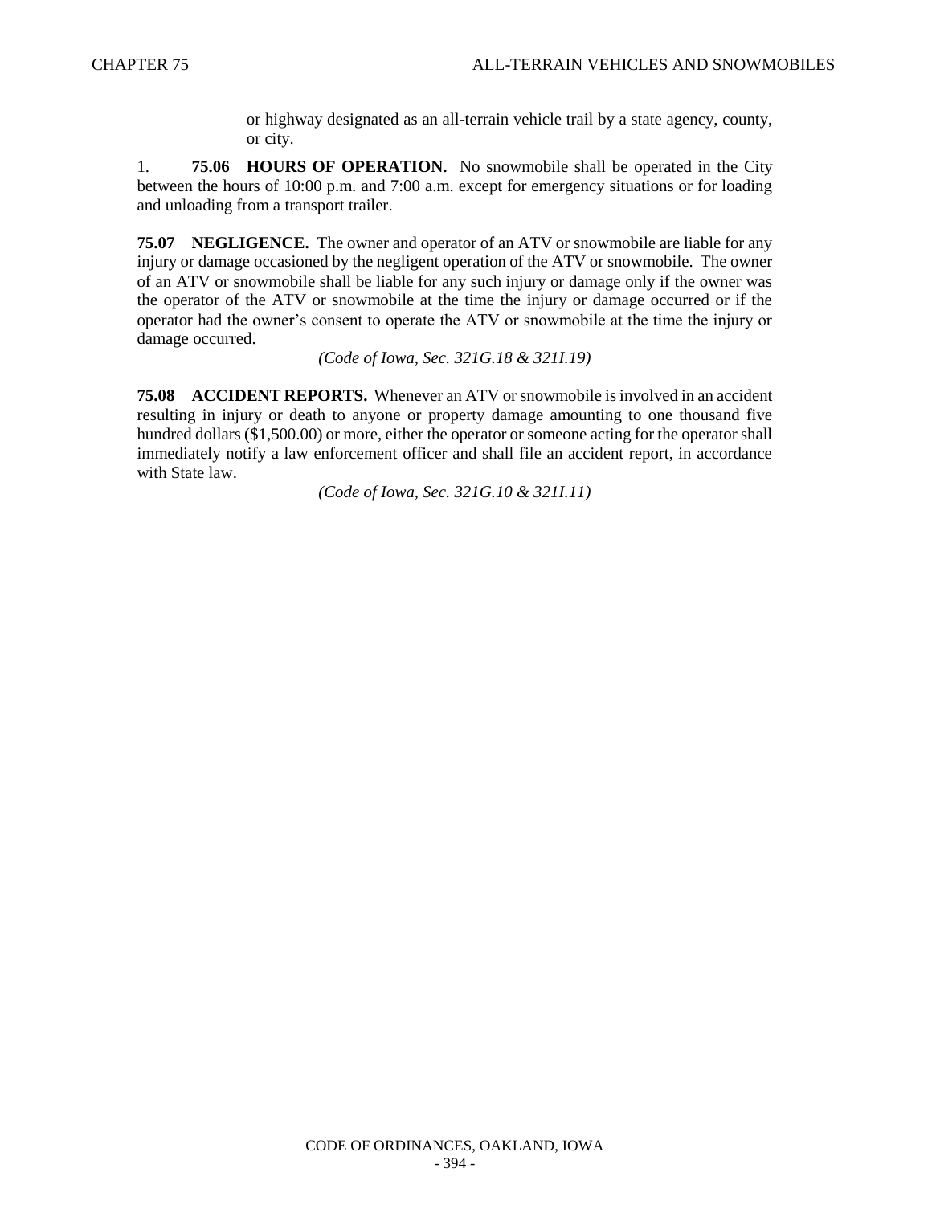or highway designated as an all-terrain vehicle trail by a state agency, county, or city.

1. **75.06 HOURS OF OPERATION.** No snowmobile shall be operated in the City between the hours of 10:00 p.m. and 7:00 a.m. except for emergency situations or for loading and unloading from a transport trailer.

**75.07 NEGLIGENCE.** The owner and operator of an ATV or snowmobile are liable for any injury or damage occasioned by the negligent operation of the ATV or snowmobile. The owner of an ATV or snowmobile shall be liable for any such injury or damage only if the owner was the operator of the ATV or snowmobile at the time the injury or damage occurred or if the operator had the owner's consent to operate the ATV or snowmobile at the time the injury or damage occurred.

*(Code of Iowa, Sec. 321G.18 & 321I.19)*

**75.08 ACCIDENT REPORTS.** Whenever an ATV or snowmobile is involved in an accident resulting in injury or death to anyone or property damage amounting to one thousand five hundred dollars ($1,500.00) or more, either the operator or someone acting for the operator shall immediately notify a law enforcement officer and shall file an accident report, in accordance with State law.

*(Code of Iowa, Sec. 321G.10 & 321I.11)*